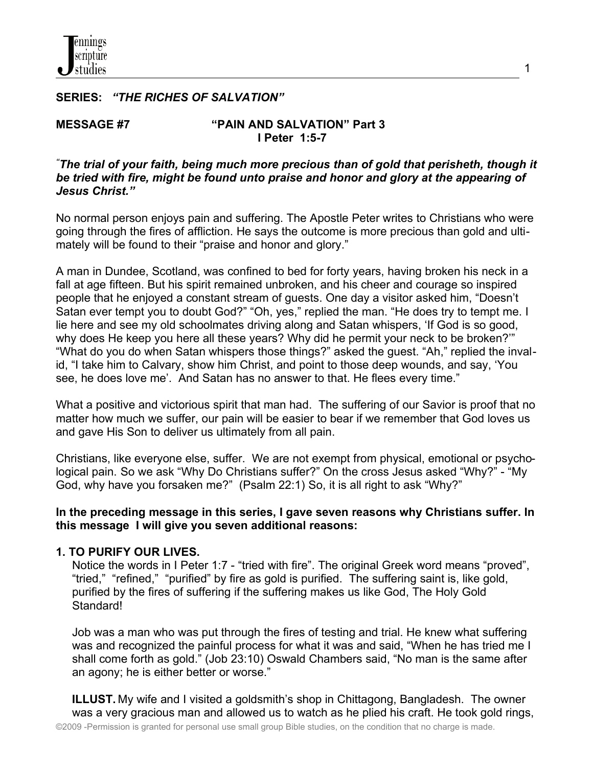**SERIES:** ***"THE RICHES OF SALVATION"***

**MESSAGE #7 "PAIN AND SALVATION" Part 3**
**I Peter 1:5-7**

*"**The trial of your faith, being much more precious than of gold that perisheth, though it be tried with fire, might be found unto praise and honor and glory at the appearing of Jesus Christ."***

No normal person enjoys pain and suffering. The Apostle Peter writes to Christians who were going through the fires of affliction. He says the outcome is more precious than gold and ultimately will be found to their "praise and honor and glory."

A man in Dundee, Scotland, was confined to bed for forty years, having broken his neck in a fall at age fifteen. But his spirit remained unbroken, and his cheer and courage so inspired people that he enjoyed a constant stream of guests. One day a visitor asked him, "Doesn't Satan ever tempt you to doubt God?" "Oh, yes," replied the man. "He does try to tempt me. I lie here and see my old schoolmates driving along and Satan whispers, 'If God is so good, why does He keep you here all these years? Why did he permit your neck to be broken?'" "What do you do when Satan whispers those things?" asked the guest. "Ah," replied the invalid, "I take him to Calvary, show him Christ, and point to those deep wounds, and say, 'You see, he does love me'. And Satan has no answer to that. He flees every time."

What a positive and victorious spirit that man had. The suffering of our Savior is proof that no matter how much we suffer, our pain will be easier to bear if we remember that God loves us and gave His Son to deliver us ultimately from all pain.

Christians, like everyone else, suffer. We are not exempt from physical, emotional or psychological pain. So we ask "Why Do Christians suffer?" On the cross Jesus asked "Why?" - "My God, why have you forsaken me?" (Psalm 22:1) So, it is all right to ask "Why?"

**In the preceding message in this series, I gave seven reasons why Christians suffer. In this message I will give you seven additional reasons:**

**1. TO PURIFY OUR LIVES.**

Notice the words in I Peter 1:7 - "tried with fire". The original Greek word means "proved", "tried," "refined," "purified" by fire as gold is purified. The suffering saint is, like gold, purified by the fires of suffering if the suffering makes us like God, The Holy Gold Standard!

Job was a man who was put through the fires of testing and trial. He knew what suffering was and recognized the painful process for what it was and said, "When he has tried me I shall come forth as gold." (Job 23:10) Oswald Chambers said, "No man is the same after an agony; he is either better or worse."

**ILLUST.** My wife and I visited a goldsmith's shop in Chittagong, Bangladesh. The owner was a very gracious man and allowed us to watch as he plied his craft. He took gold rings,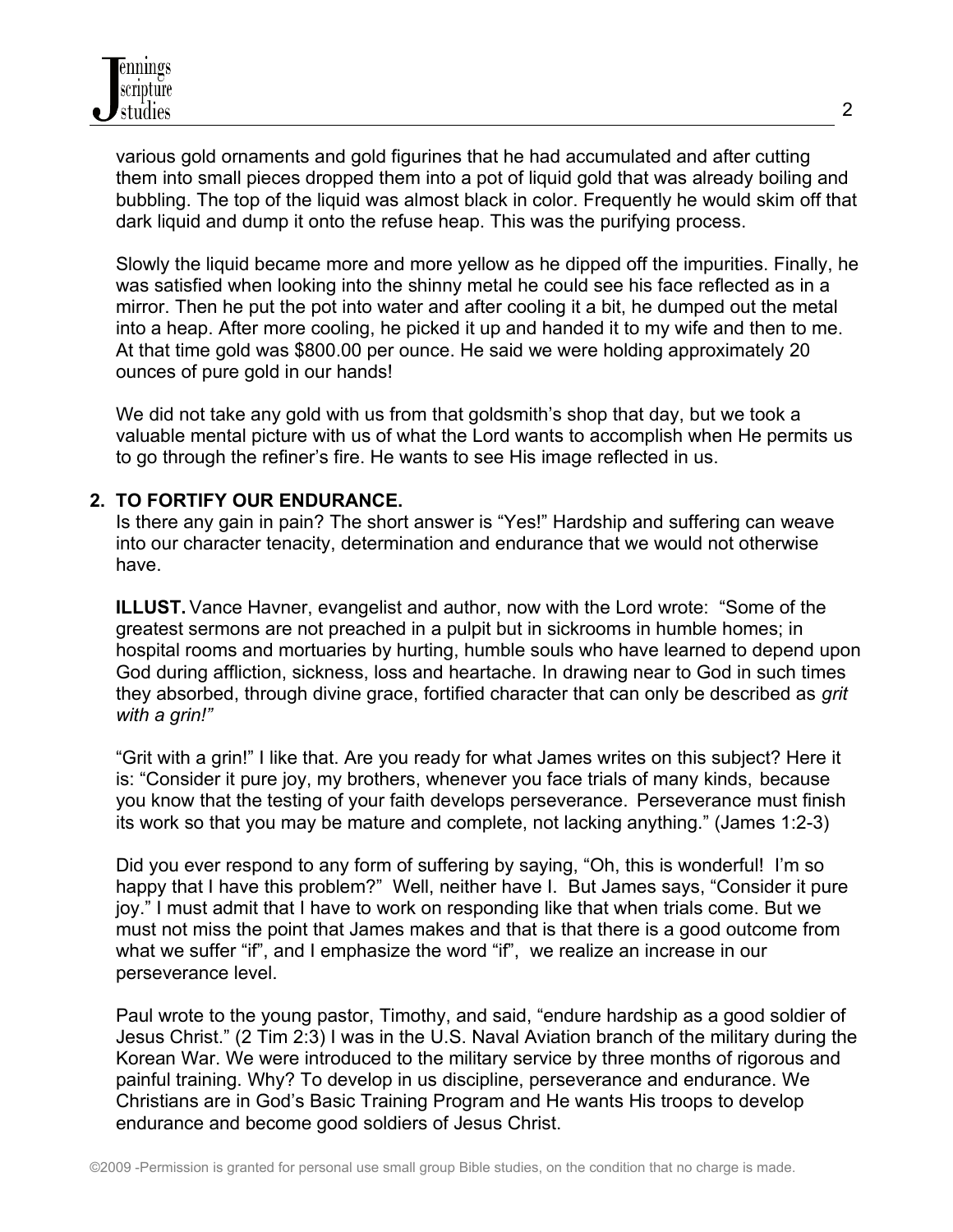various gold ornaments and gold figurines that he had accumulated and after cutting them into small pieces dropped them into a pot of liquid gold that was already boiling and bubbling. The top of the liquid was almost black in color. Frequently he would skim off that dark liquid and dump it onto the refuse heap. This was the purifying process.

Slowly the liquid became more and more yellow as he dipped off the impurities. Finally, he was satisfied when looking into the shinny metal he could see his face reflected as in a mirror. Then he put the pot into water and after cooling it a bit, he dumped out the metal into a heap. After more cooling, he picked it up and handed it to my wife and then to me. At that time gold was $800.00 per ounce. He said we were holding approximately 20 ounces of pure gold in our hands!

We did not take any gold with us from that goldsmith's shop that day, but we took a valuable mental picture with us of what the Lord wants to accomplish when He permits us to go through the refiner's fire. He wants to see His image reflected in us.

**2. TO FORTIFY OUR ENDURANCE.**

Is there any gain in pain? The short answer is "Yes!" Hardship and suffering can weave into our character tenacity, determination and endurance that we would not otherwise have.

**ILLUST.** Vance Havner, evangelist and author, now with the Lord wrote: "Some of the greatest sermons are not preached in a pulpit but in sickrooms in humble homes; in hospital rooms and mortuaries by hurting, humble souls who have learned to depend upon God during affliction, sickness, loss and heartache. In drawing near to God in such times they absorbed, through divine grace, fortified character that can only be described as *grit with a grin!"*

"Grit with a grin!" I like that. Are you ready for what James writes on this subject? Here it is: "Consider it pure joy, my brothers, whenever you face trials of many kinds, because you know that the testing of your faith develops perseverance. Perseverance must finish its work so that you may be mature and complete, not lacking anything." (James 1:2-3)

Did you ever respond to any form of suffering by saying, "Oh, this is wonderful! I'm so happy that I have this problem?" Well, neither have I. But James says, "Consider it pure joy." I must admit that I have to work on responding like that when trials come. But we must not miss the point that James makes and that is that there is a good outcome from what we suffer "if", and I emphasize the word "if", we realize an increase in our perseverance level.

Paul wrote to the young pastor, Timothy, and said, "endure hardship as a good soldier of Jesus Christ." (2 Tim 2:3) I was in the U.S. Naval Aviation branch of the military during the Korean War. We were introduced to the military service by three months of rigorous and painful training. Why? To develop in us discipline, perseverance and endurance. We Christians are in God's Basic Training Program and He wants His troops to develop endurance and become good soldiers of Jesus Christ.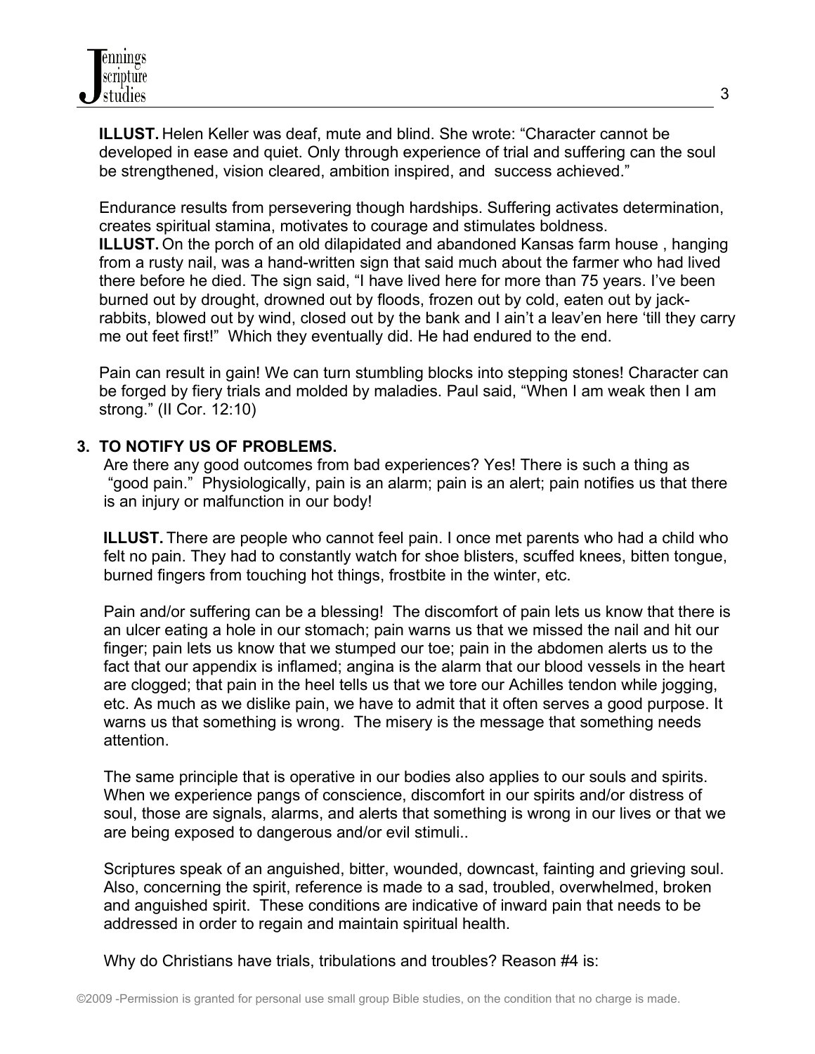**ILLUST.** Helen Keller was deaf, mute and blind. She wrote: "Character cannot be developed in ease and quiet. Only through experience of trial and suffering can the soul be strengthened, vision cleared, ambition inspired, and success achieved."

Endurance results from persevering though hardships. Suffering activates determination, creates spiritual stamina, motivates to courage and stimulates boldness.

**ILLUST.** On the porch of an old dilapidated and abandoned Kansas farm house , hanging from a rusty nail, was a hand-written sign that said much about the farmer who had lived there before he died. The sign said, "I have lived here for more than 75 years. I've been burned out by drought, drowned out by floods, frozen out by cold, eaten out by jack-rabbits, blowed out by wind, closed out by the bank and I ain't a leav'en here 'till they carry me out feet first!" Which they eventually did. He had endured to the end.

Pain can result in gain! We can turn stumbling blocks into stepping stones! Character can be forged by fiery trials and molded by maladies. Paul said, "When I am weak then I am strong." (II Cor. 12:10)

**3. TO NOTIFY US OF PROBLEMS.**

Are there any good outcomes from bad experiences? Yes! There is such a thing as "good pain." Physiologically, pain is an alarm; pain is an alert; pain notifies us that there is an injury or malfunction in our body!

**ILLUST.** There are people who cannot feel pain. I once met parents who had a child who felt no pain. They had to constantly watch for shoe blisters, scuffed knees, bitten tongue, burned fingers from touching hot things, frostbite in the winter, etc.

Pain and/or suffering can be a blessing! The discomfort of pain lets us know that there is an ulcer eating a hole in our stomach; pain warns us that we missed the nail and hit our finger; pain lets us know that we stumped our toe; pain in the abdomen alerts us to the fact that our appendix is inflamed; angina is the alarm that our blood vessels in the heart are clogged; that pain in the heel tells us that we tore our Achilles tendon while jogging, etc. As much as we dislike pain, we have to admit that it often serves a good purpose. It warns us that something is wrong. The misery is the message that something needs attention.

The same principle that is operative in our bodies also applies to our souls and spirits. When we experience pangs of conscience, discomfort in our spirits and/or distress of soul, those are signals, alarms, and alerts that something is wrong in our lives or that we are being exposed to dangerous and/or evil stimuli..

Scriptures speak of an anguished, bitter, wounded, downcast, fainting and grieving soul. Also, concerning the spirit, reference is made to a sad, troubled, overwhelmed, broken and anguished spirit. These conditions are indicative of inward pain that needs to be addressed in order to regain and maintain spiritual health.

Why do Christians have trials, tribulations and troubles? Reason #4 is: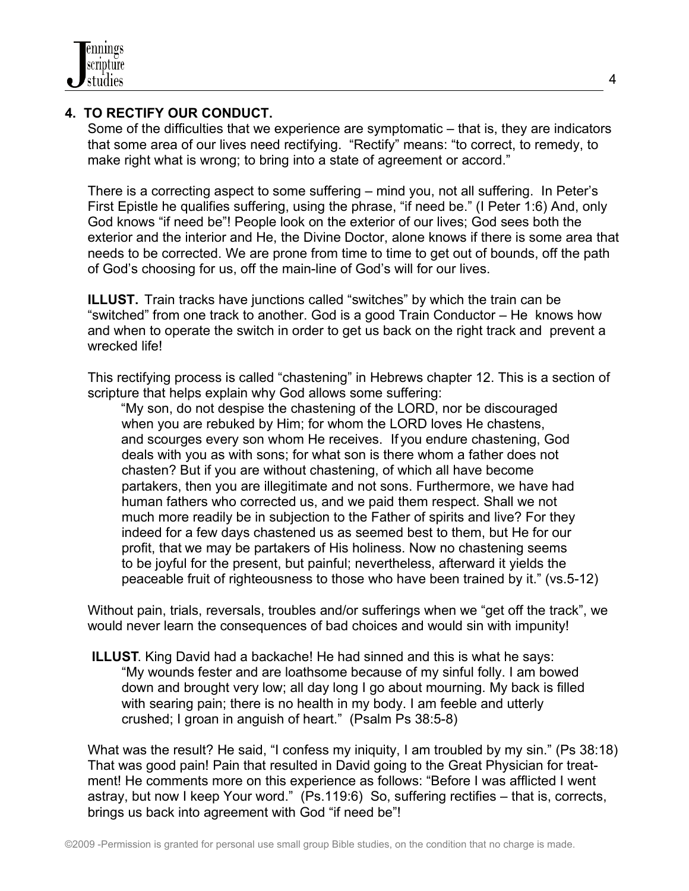## 4. TO RECTIFY OUR CONDUCT.

Some of the difficulties that we experience are symptomatic – that is, they are indicators that some area of our lives need rectifying. "Rectify" means: "to correct, to remedy, to make right what is wrong; to bring into a state of agreement or accord."

There is a correcting aspect to some suffering – mind you, not all suffering. In Peter's First Epistle he qualifies suffering, using the phrase, "if need be." (I Peter 1:6) And, only God knows "if need be"! People look on the exterior of our lives; God sees both the exterior and the interior and He, the Divine Doctor, alone knows if there is some area that needs to be corrected. We are prone from time to time to get out of bounds, off the path of God's choosing for us, off the main-line of God's will for our lives.

**ILLUST.** Train tracks have junctions called "switches" by which the train can be "switched" from one track to another. God is a good Train Conductor – He knows how and when to operate the switch in order to get us back on the right track and prevent a wrecked life!

This rectifying process is called "chastening" in Hebrews chapter 12. This is a section of scripture that helps explain why God allows some suffering:

> "My son, do not despise the chastening of the LORD, nor be discouraged when you are rebuked by Him; for whom the LORD loves He chastens, and scourges every son whom He receives. If you endure chastening, God deals with you as with sons; for what son is there whom a father does not chasten? But if you are without chastening, of which all have become partakers, then you are illegitimate and not sons. Furthermore, we have had human fathers who corrected us, and we paid them respect. Shall we not much more readily be in subjection to the Father of spirits and live? For they indeed for a few days chastened us as seemed best to them, but He for our profit, that we may be partakers of His holiness. Now no chastening seems to be joyful for the present, but painful; nevertheless, afterward it yields the peaceable fruit of righteousness to those who have been trained by it." (vs.5-12)

Without pain, trials, reversals, troubles and/or sufferings when we "get off the track", we would never learn the consequences of bad choices and would sin with impunity!

**ILLUST**. King David had a backache! He had sinned and this is what he says:

> "My wounds fester and are loathsome because of my sinful folly. I am bowed down and brought very low; all day long I go about mourning. My back is filled with searing pain; there is no health in my body. I am feeble and utterly crushed; I groan in anguish of heart." (Psalm Ps 38:5-8)

What was the result? He said, "I confess my iniquity, I am troubled by my sin." (Ps 38:18) That was good pain! Pain that resulted in David going to the Great Physician for treatment! He comments more on this experience as follows: "Before I was afflicted I went astray, but now I keep Your word." (Ps.119:6) So, suffering rectifies – that is, corrects, brings us back into agreement with God "if need be"!

©2009 -Permission is granted for personal use small group Bible studies, on the condition that no charge is made.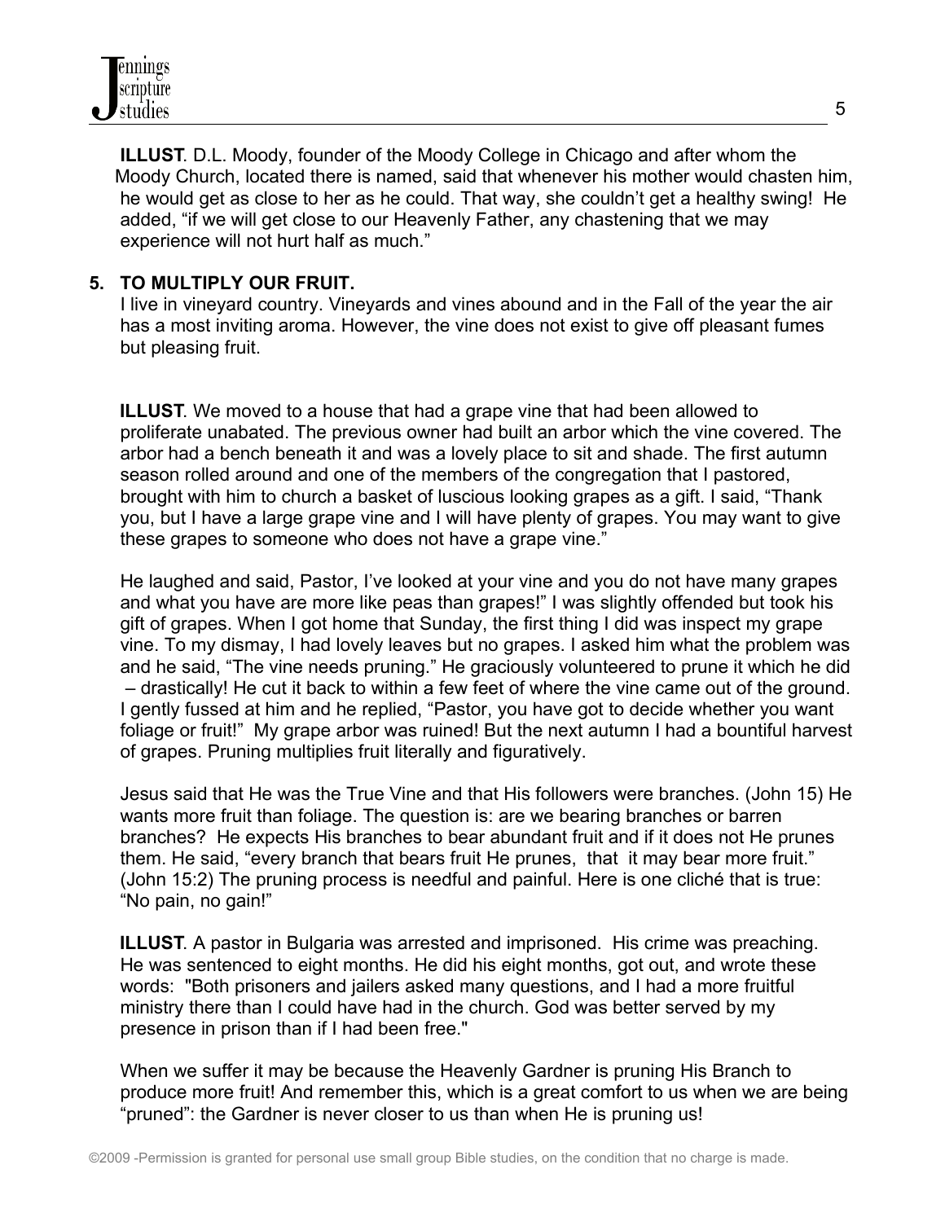**ILLUST**. D.L. Moody, founder of the Moody College in Chicago and after whom the Moody Church, located there is named, said that whenever his mother would chasten him, he would get as close to her as he could. That way, she couldn't get a healthy swing! He added, "if we will get close to our Heavenly Father, any chastening that we may experience will not hurt half as much."

**5. TO MULTIPLY OUR FRUIT.**

I live in vineyard country. Vineyards and vines abound and in the Fall of the year the air has a most inviting aroma. However, the vine does not exist to give off pleasant fumes but pleasing fruit.

**ILLUST**. We moved to a house that had a grape vine that had been allowed to proliferate unabated. The previous owner had built an arbor which the vine covered. The arbor had a bench beneath it and was a lovely place to sit and shade. The first autumn season rolled around and one of the members of the congregation that I pastored, brought with him to church a basket of luscious looking grapes as a gift. I said, "Thank you, but I have a large grape vine and I will have plenty of grapes. You may want to give these grapes to someone who does not have a grape vine."

He laughed and said, Pastor, I've looked at your vine and you do not have many grapes and what you have are more like peas than grapes!" I was slightly offended but took his gift of grapes. When I got home that Sunday, the first thing I did was inspect my grape vine. To my dismay, I had lovely leaves but no grapes. I asked him what the problem was and he said, "The vine needs pruning." He graciously volunteered to prune it which he did – drastically! He cut it back to within a few feet of where the vine came out of the ground. I gently fussed at him and he replied, "Pastor, you have got to decide whether you want foliage or fruit!" My grape arbor was ruined! But the next autumn I had a bountiful harvest of grapes. Pruning multiplies fruit literally and figuratively.

Jesus said that He was the True Vine and that His followers were branches. (John 15) He wants more fruit than foliage. The question is: are we bearing branches or barren branches? He expects His branches to bear abundant fruit and if it does not He prunes them. He said, "every branch that bears fruit He prunes, that it may bear more fruit." (John 15:2) The pruning process is needful and painful. Here is one cliché that is true: "No pain, no gain!"

**ILLUST**. A pastor in Bulgaria was arrested and imprisoned. His crime was preaching. He was sentenced to eight months. He did his eight months, got out, and wrote these words: "Both prisoners and jailers asked many questions, and I had a more fruitful ministry there than I could have had in the church. God was better served by my presence in prison than if I had been free."

When we suffer it may be because the Heavenly Gardner is pruning His Branch to produce more fruit! And remember this, which is a great comfort to us when we are being "pruned": the Gardner is never closer to us than when He is pruning us!

©2009 -Permission is granted for personal use small group Bible studies, on the condition that no charge is made.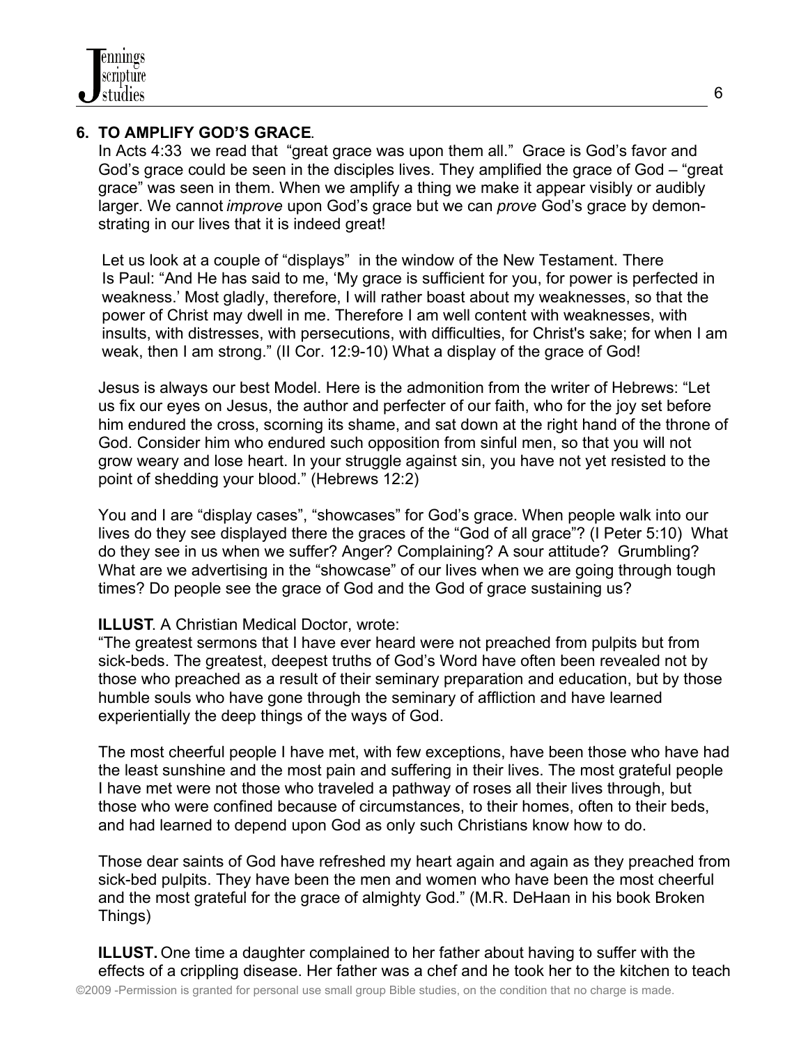**6. TO AMPLIFY GOD'S GRACE**.

In Acts 4:33 we read that "great grace was upon them all." Grace is God's favor and God's grace could be seen in the disciples lives. They amplified the grace of God – "great grace" was seen in them. When we amplify a thing we make it appear visibly or audibly larger. We cannot *improve* upon God's grace but we can *prove* God's grace by demonstrating in our lives that it is indeed great!

Let us look at a couple of "displays" in the window of the New Testament. There Is Paul: "And He has said to me, 'My grace is sufficient for you, for power is perfected in weakness.' Most gladly, therefore, I will rather boast about my weaknesses, so that the power of Christ may dwell in me. Therefore I am well content with weaknesses, with insults, with distresses, with persecutions, with difficulties, for Christ's sake; for when I am weak, then I am strong." (II Cor. 12:9-10) What a display of the grace of God!

Jesus is always our best Model. Here is the admonition from the writer of Hebrews: "Let us fix our eyes on Jesus, the author and perfecter of our faith, who for the joy set before him endured the cross, scorning its shame, and sat down at the right hand of the throne of God. Consider him who endured such opposition from sinful men, so that you will not grow weary and lose heart. In your struggle against sin, you have not yet resisted to the point of shedding your blood." (Hebrews 12:2)

You and I are "display cases", "showcases" for God's grace. When people walk into our lives do they see displayed there the graces of the "God of all grace"? (I Peter 5:10) What do they see in us when we suffer? Anger? Complaining? A sour attitude? Grumbling? What are we advertising in the "showcase" of our lives when we are going through tough times? Do people see the grace of God and the God of grace sustaining us?

**ILLUST**. A Christian Medical Doctor, wrote:

"The greatest sermons that I have ever heard were not preached from pulpits but from sick-beds. The greatest, deepest truths of God's Word have often been revealed not by those who preached as a result of their seminary preparation and education, but by those humble souls who have gone through the seminary of affliction and have learned experientially the deep things of the ways of God.

The most cheerful people I have met, with few exceptions, have been those who have had the least sunshine and the most pain and suffering in their lives. The most grateful people I have met were not those who traveled a pathway of roses all their lives through, but those who were confined because of circumstances, to their homes, often to their beds, and had learned to depend upon God as only such Christians know how to do.

Those dear saints of God have refreshed my heart again and again as they preached from sick-bed pulpits. They have been the men and women who have been the most cheerful and the most grateful for the grace of almighty God." (M.R. DeHaan in his book Broken Things)

**ILLUST.** One time a daughter complained to her father about having to suffer with the effects of a crippling disease. Her father was a chef and he took her to the kitchen to teach

©2009 -Permission is granted for personal use small group Bible studies, on the condition that no charge is made.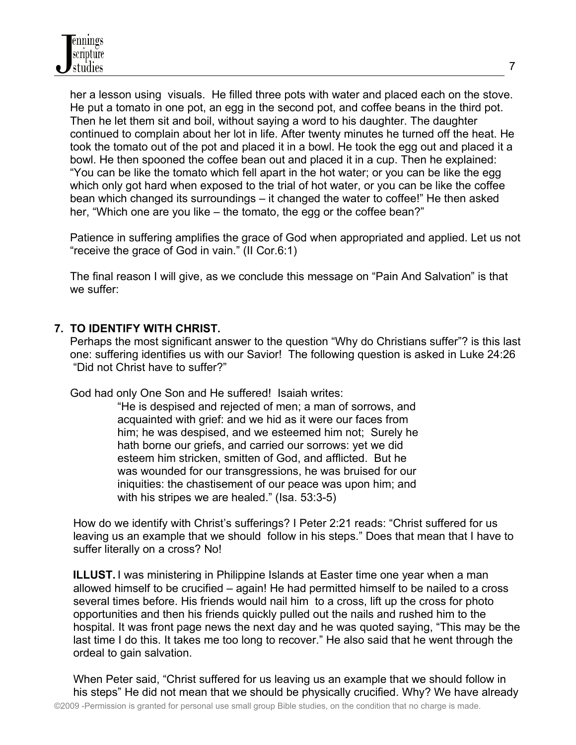her a lesson using visuals. He filled three pots with water and placed each on the stove. He put a tomato in one pot, an egg in the second pot, and coffee beans in the third pot. Then he let them sit and boil, without saying a word to his daughter. The daughter continued to complain about her lot in life. After twenty minutes he turned off the heat. He took the tomato out of the pot and placed it in a bowl. He took the egg out and placed it a bowl. He then spooned the coffee bean out and placed it in a cup. Then he explained: "You can be like the tomato which fell apart in the hot water; or you can be like the egg which only got hard when exposed to the trial of hot water, or you can be like the coffee bean which changed its surroundings – it changed the water to coffee!" He then asked her, "Which one are you like – the tomato, the egg or the coffee bean?"

Patience in suffering amplifies the grace of God when appropriated and applied. Let us not "receive the grace of God in vain." (II Cor.6:1)

The final reason I will give, as we conclude this message on "Pain And Salvation" is that we suffer:

**7. TO IDENTIFY WITH CHRIST.**

Perhaps the most significant answer to the question "Why do Christians suffer"? is this last one: suffering identifies us with our Savior! The following question is asked in Luke 24:26 "Did not Christ have to suffer?"

God had only One Son and He suffered! Isaiah writes:

> "He is despised and rejected of men; a man of sorrows, and acquainted with grief: and we hid as it were our faces from him; he was despised, and we esteemed him not; Surely he hath borne our griefs, and carried our sorrows: yet we did esteem him stricken, smitten of God, and afflicted. But he was wounded for our transgressions, he was bruised for our iniquities: the chastisement of our peace was upon him; and with his stripes we are healed." (Isa. 53:3-5)

How do we identify with Christ's sufferings? I Peter 2:21 reads: "Christ suffered for us leaving us an example that we should follow in his steps." Does that mean that I have to suffer literally on a cross? No!

**ILLUST.** I was ministering in Philippine Islands at Easter time one year when a man allowed himself to be crucified – again! He had permitted himself to be nailed to a cross several times before. His friends would nail him to a cross, lift up the cross for photo opportunities and then his friends quickly pulled out the nails and rushed him to the hospital. It was front page news the next day and he was quoted saying, "This may be the last time I do this. It takes me too long to recover." He also said that he went through the ordeal to gain salvation.

When Peter said, "Christ suffered for us leaving us an example that we should follow in his steps" He did not mean that we should be physically crucified. Why? We have already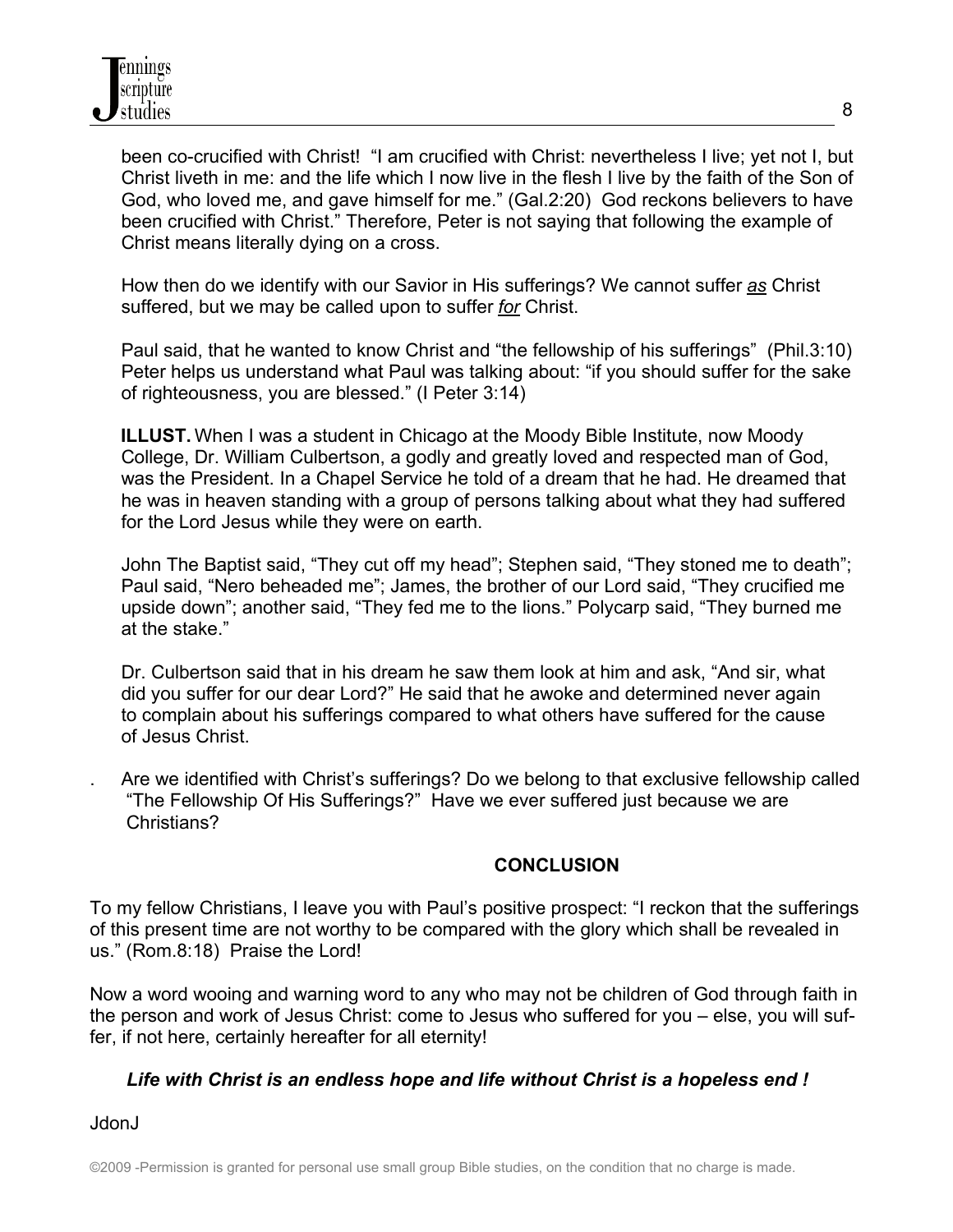been co-crucified with Christ! "I am crucified with Christ: nevertheless I live; yet not I, but Christ liveth in me: and the life which I now live in the flesh I live by the faith of the Son of God, who loved me, and gave himself for me." (Gal.2:20) God reckons believers to have been crucified with Christ." Therefore, Peter is not saying that following the example of Christ means literally dying on a cross.

How then do we identify with our Savior in His sufferings? We cannot suffer *as* Christ suffered, but we may be called upon to suffer *for* Christ.

Paul said, that he wanted to know Christ and "the fellowship of his sufferings" (Phil.3:10) Peter helps us understand what Paul was talking about: "if you should suffer for the sake of righteousness, you are blessed." (I Peter 3:14)

**ILLUST.** When I was a student in Chicago at the Moody Bible Institute, now Moody College, Dr. William Culbertson, a godly and greatly loved and respected man of God, was the President. In a Chapel Service he told of a dream that he had. He dreamed that he was in heaven standing with a group of persons talking about what they had suffered for the Lord Jesus while they were on earth.

John The Baptist said, "They cut off my head"; Stephen said, "They stoned me to death"; Paul said, "Nero beheaded me"; James, the brother of our Lord said, "They crucified me upside down"; another said, "They fed me to the lions." Polycarp said, "They burned me at the stake."

Dr. Culbertson said that in his dream he saw them look at him and ask, "And sir, what did you suffer for our dear Lord?" He said that he awoke and determined never again to complain about his sufferings compared to what others have suffered for the cause of Jesus Christ.

. Are we identified with Christ's sufferings? Do we belong to that exclusive fellowship called "The Fellowship Of His Sufferings?" Have we ever suffered just because we are Christians?

## CONCLUSION

To my fellow Christians, I leave you with Paul's positive prospect: "I reckon that the sufferings of this present time are not worthy to be compared with the glory which shall be revealed in us." (Rom.8:18) Praise the Lord!

Now a word wooing and warning word to any who may not be children of God through faith in the person and work of Jesus Christ: come to Jesus who suffered for you – else, you will suffer, if not here, certainly hereafter for all eternity!

***Life with Christ is an endless hope and life without Christ is a hopeless end !***

JdonJ

©2009 -Permission is granted for personal use small group Bible studies, on the condition that no charge is made.